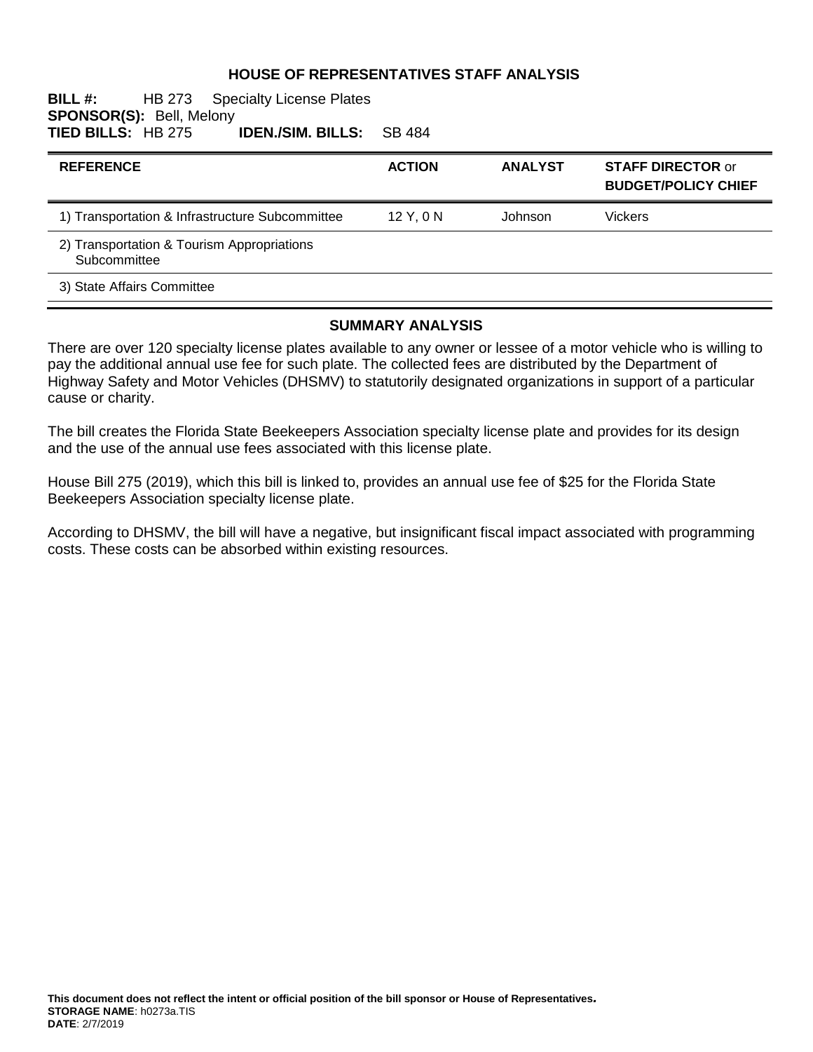# HOUSE OF REPRESENTATIVES STAFF ANALYSIS

**BILL #:** HB 273 Specialty License Plates
**SPONSOR(S):** Bell, Melony
**TIED BILLS:** HB 275 **IDEN./SIM. BILLS:** SB 484

| REFERENCE | ACTION | ANALYST | STAFF DIRECTOR or BUDGET/POLICY CHIEF |
|---|---|---|---|
| 1) Transportation & Infrastructure Subcommittee | 12 Y, 0 N | Johnson | Vickers |
| 2) Transportation & Tourism Appropriations Subcommittee | | | |
| 3) State Affairs Committee | | | |

## SUMMARY ANALYSIS

There are over 120 specialty license plates available to any owner or lessee of a motor vehicle who is willing to pay the additional annual use fee for such plate. The collected fees are distributed by the Department of Highway Safety and Motor Vehicles (DHSMV) to statutorily designated organizations in support of a particular cause or charity.

The bill creates the Florida State Beekeepers Association specialty license plate and provides for its design and the use of the annual use fees associated with this license plate.

House Bill 275 (2019), which this bill is linked to, provides an annual use fee of $25 for the Florida State Beekeepers Association specialty license plate.

According to DHSMV, the bill will have a negative, but insignificant fiscal impact associated with programming costs. These costs can be absorbed within existing resources.

**This document does not reflect the intent or official position of the bill sponsor or House of Representatives.**
**STORAGE NAME**: h0273a.TIS
**DATE**: 2/7/2019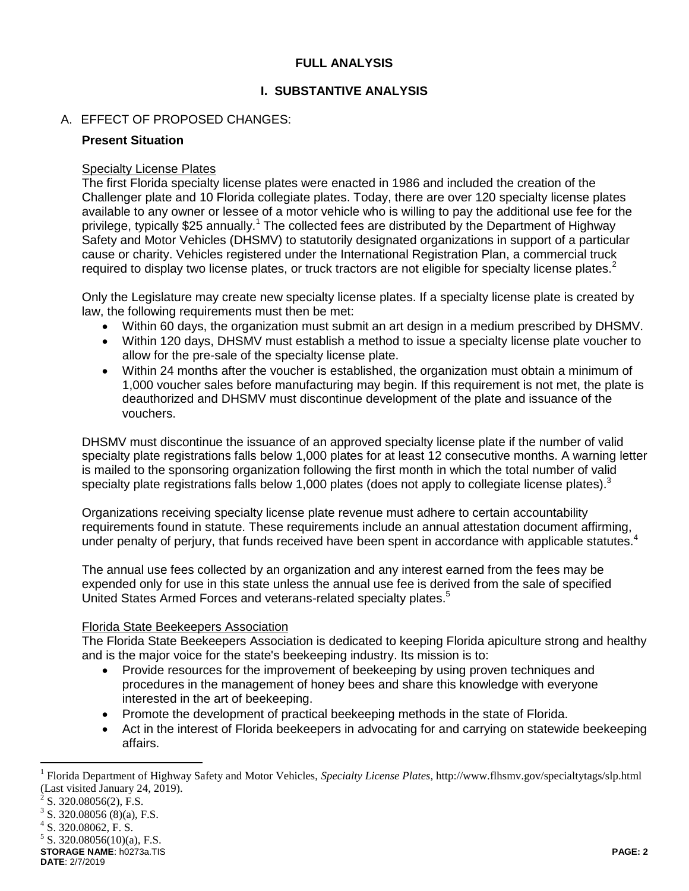# FULL ANALYSIS

## I. SUBSTANTIVE ANALYSIS

### A. EFFECT OF PROPOSED CHANGES:

**Present Situation**

Specialty License Plates

The first Florida specialty license plates were enacted in 1986 and included the creation of the Challenger plate and 10 Florida collegiate plates. Today, there are over 120 specialty license plates available to any owner or lessee of a motor vehicle who is willing to pay the additional use fee for the privilege, typically $25 annually.[1] The collected fees are distributed by the Department of Highway Safety and Motor Vehicles (DHSMV) to statutorily designated organizations in support of a particular cause or charity. Vehicles registered under the International Registration Plan, a commercial truck required to display two license plates, or truck tractors are not eligible for specialty license plates.[2]

Only the Legislature may create new specialty license plates. If a specialty license plate is created by law, the following requirements must then be met:

- Within 60 days, the organization must submit an art design in a medium prescribed by DHSMV.
- Within 120 days, DHSMV must establish a method to issue a specialty license plate voucher to allow for the pre-sale of the specialty license plate.
- Within 24 months after the voucher is established, the organization must obtain a minimum of 1,000 voucher sales before manufacturing may begin. If this requirement is not met, the plate is deauthorized and DHSMV must discontinue development of the plate and issuance of the vouchers.

DHSMV must discontinue the issuance of an approved specialty license plate if the number of valid specialty plate registrations falls below 1,000 plates for at least 12 consecutive months. A warning letter is mailed to the sponsoring organization following the first month in which the total number of valid specialty plate registrations falls below 1,000 plates (does not apply to collegiate license plates).[3]

Organizations receiving specialty license plate revenue must adhere to certain accountability requirements found in statute. These requirements include an annual attestation document affirming, under penalty of perjury, that funds received have been spent in accordance with applicable statutes.[4]

The annual use fees collected by an organization and any interest earned from the fees may be expended only for use in this state unless the annual use fee is derived from the sale of specified United States Armed Forces and veterans-related specialty plates.[5]

Florida State Beekeepers Association

The Florida State Beekeepers Association is dedicated to keeping Florida apiculture strong and healthy and is the major voice for the state's beekeeping industry. Its mission is to:

- Provide resources for the improvement of beekeeping by using proven techniques and procedures in the management of honey bees and share this knowledge with everyone interested in the art of beekeeping.
- Promote the development of practical beekeeping methods in the state of Florida.
- Act in the interest of Florida beekeepers in advocating for and carrying on statewide beekeeping affairs.

---

[1] Florida Department of Highway Safety and Motor Vehicles, *Specialty License Plates*, http://www.flhsmv.gov/specialtytags/slp.html (Last visited January 24, 2019).

[2] S. 320.08056(2), F.S.

[3] S. 320.08056 (8)(a), F.S.

[4] S. 320.08062, F. S.

[5] S. 320.08056(10)(a), F.S.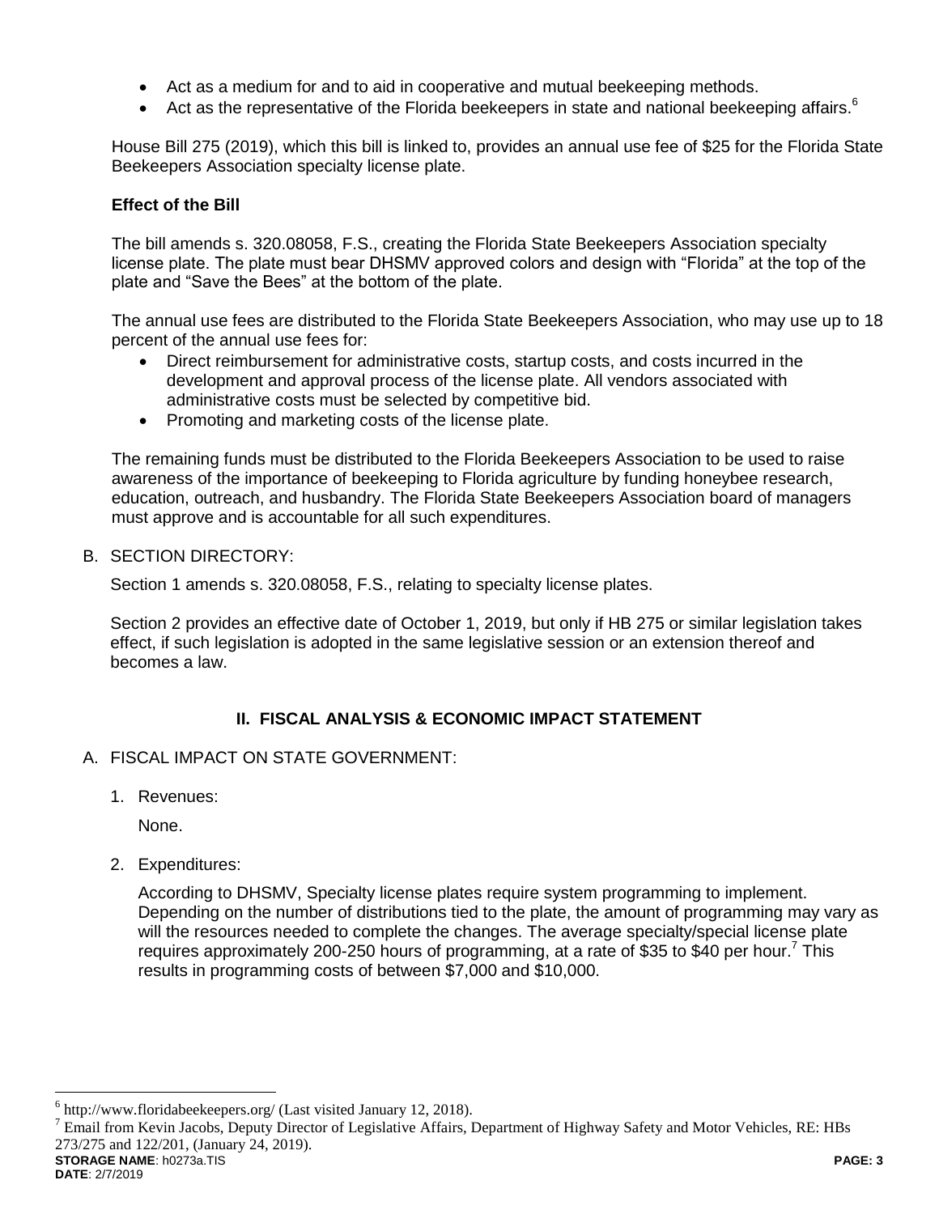- Act as a medium for and to aid in cooperative and mutual beekeeping methods.
- Act as the representative of the Florida beekeepers in state and national beekeeping affairs.[6]

House Bill 275 (2019), which this bill is linked to, provides an annual use fee of $25 for the Florida State Beekeepers Association specialty license plate.

### Effect of the Bill

The bill amends s. 320.08058, F.S., creating the Florida State Beekeepers Association specialty license plate. The plate must bear DHSMV approved colors and design with "Florida" at the top of the plate and "Save the Bees" at the bottom of the plate.

The annual use fees are distributed to the Florida State Beekeepers Association, who may use up to 18 percent of the annual use fees for:

- Direct reimbursement for administrative costs, startup costs, and costs incurred in the development and approval process of the license plate. All vendors associated with administrative costs must be selected by competitive bid.
- Promoting and marketing costs of the license plate.

The remaining funds must be distributed to the Florida Beekeepers Association to be used to raise awareness of the importance of beekeeping to Florida agriculture by funding honeybee research, education, outreach, and husbandry. The Florida State Beekeepers Association board of managers must approve and is accountable for all such expenditures.

B. SECTION DIRECTORY:

Section 1 amends s. 320.08058, F.S., relating to specialty license plates.

Section 2 provides an effective date of October 1, 2019, but only if HB 275 or similar legislation takes effect, if such legislation is adopted in the same legislative session or an extension thereof and becomes a law.

## II. FISCAL ANALYSIS & ECONOMIC IMPACT STATEMENT

A. FISCAL IMPACT ON STATE GOVERNMENT:

1. Revenues:

   None.

2. Expenditures:

   According to DHSMV, Specialty license plates require system programming to implement. Depending on the number of distributions tied to the plate, the amount of programming may vary as will the resources needed to complete the changes. The average specialty/special license plate requires approximately 200-250 hours of programming, at a rate of $35 to $40 per hour.[7] This results in programming costs of between $7,000 and $10,000.

---

[6] http://www.floridabeekeepers.org/ (Last visited January 12, 2018).

[7] Email from Kevin Jacobs, Deputy Director of Legislative Affairs, Department of Highway Safety and Motor Vehicles, RE: HBs 273/275 and 122/201, (January 24, 2019).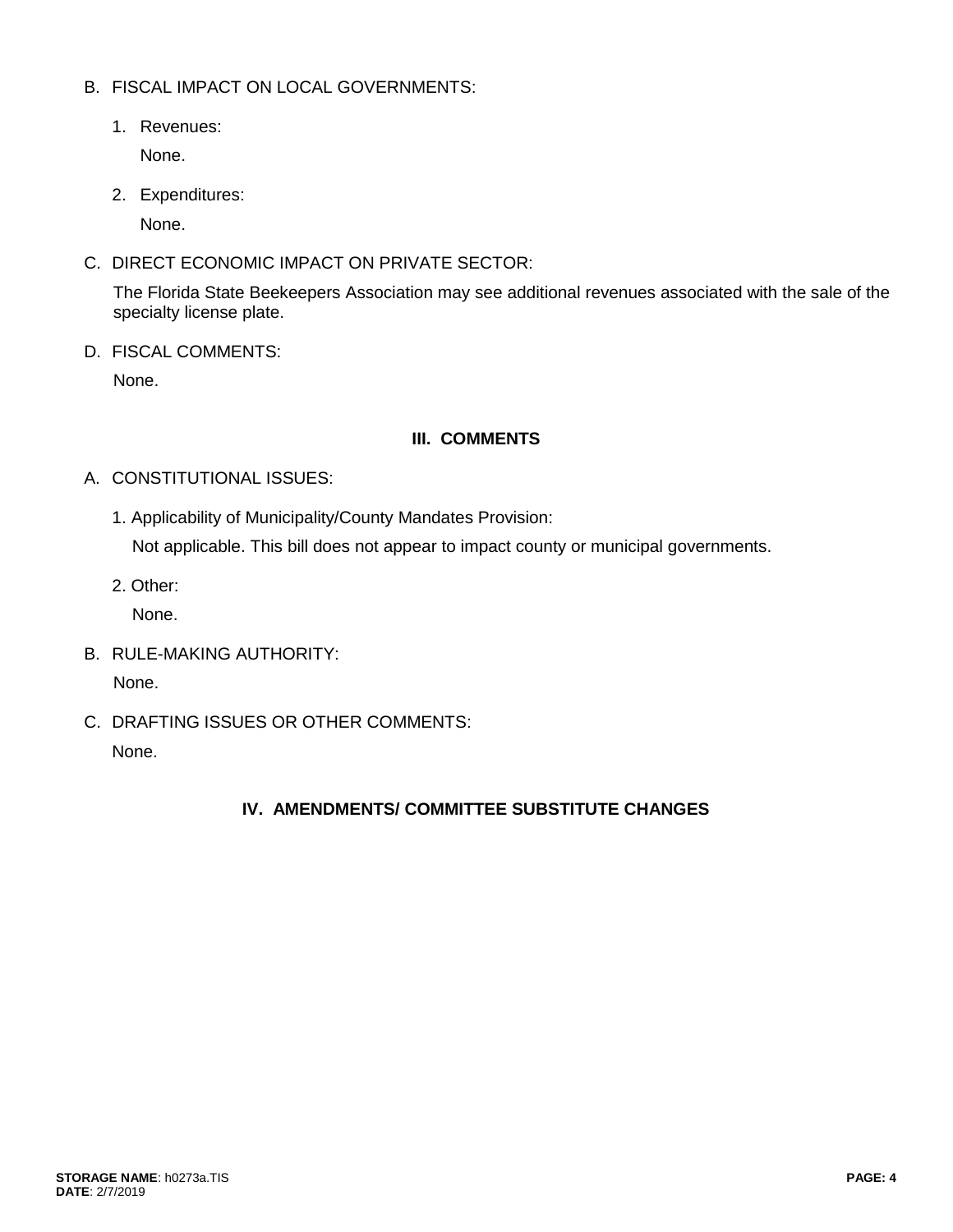B. FISCAL IMPACT ON LOCAL GOVERNMENTS:

1. Revenues:

   None.

2. Expenditures:

   None.

C. DIRECT ECONOMIC IMPACT ON PRIVATE SECTOR:

The Florida State Beekeepers Association may see additional revenues associated with the sale of the specialty license plate.

D. FISCAL COMMENTS:

None.

## III. COMMENTS

A. CONSTITUTIONAL ISSUES:

1. Applicability of Municipality/County Mandates Provision:

   Not applicable. This bill does not appear to impact county or municipal governments.

2. Other:

   None.

B. RULE-MAKING AUTHORITY:

None.

C. DRAFTING ISSUES OR OTHER COMMENTS:

None.

## IV. AMENDMENTS/ COMMITTEE SUBSTITUTE CHANGES